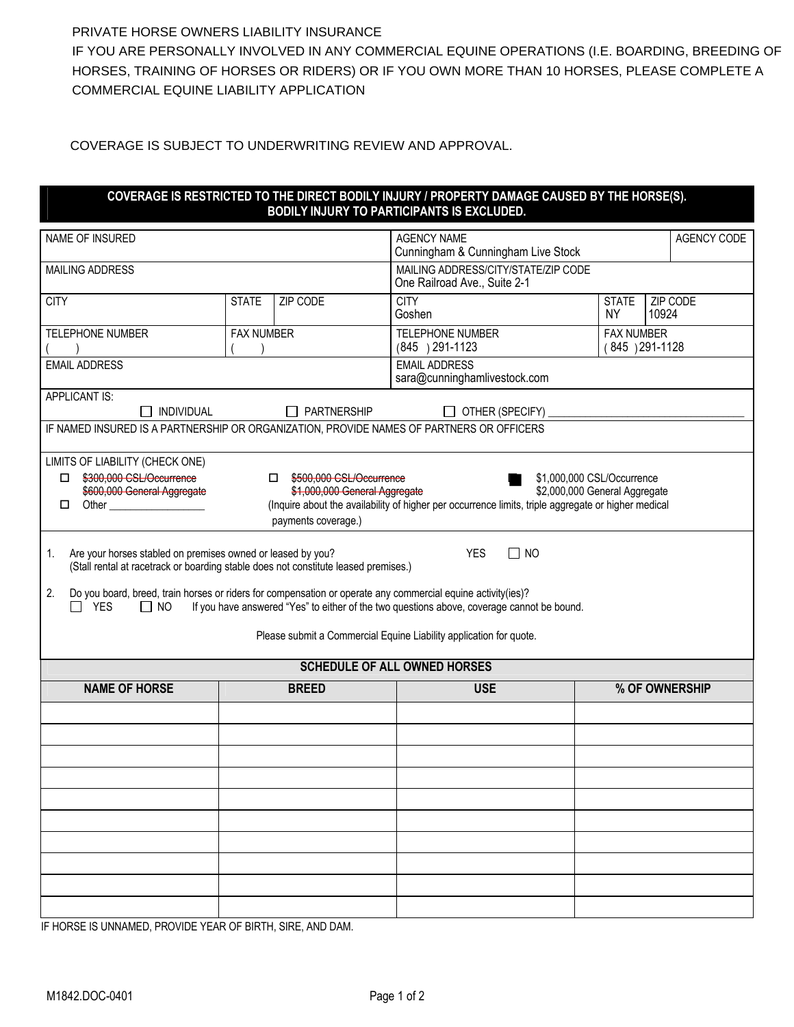PRIVATE HORSE OWNERS LIABILITY INSURANCE

IF YOU ARE PERSONALLY INVOLVED IN ANY COMMERCIAL EQUINE OPERATIONS (I.E. BOARDING, BREEDING OF HORSES, TRAINING OF HORSES OR RIDERS) OR IF YOU OWN MORE THAN 10 HORSES, PLEASE COMPLETE A COMMERCIAL EQUINE LIABILITY APPLICATION

COVERAGE IS SUBJECT TO UNDERWRITING REVIEW AND APPROVAL.

**COVERAGE IS RESTRICTED TO THE DIRECT BODILY INJURY / PROPERTY DAMAGE CAUSED BY THE HORSE(S). BODILY INJURY TO PARTICIPANTS IS EXCLUDED.**

| NAME OF INSURED | | | AGENCY NAME<br>Cunningham & Cunningham Live Stock | | AGENCY CODE |
|---|---|---|---|---|---|
| MAILING ADDRESS | | | MAILING ADDRESS/CITY/STATE/ZIP CODE<br>One Railroad Ave., Suite 2-1 | | |
| CITY | STATE | ZIP CODE | CITY<br>Goshen | STATE<br>NY | ZIP CODE<br>10924 |
| TELEPHONE NUMBER<br>( ) | FAX NUMBER<br>( ) | | TELEPHONE NUMBER<br>(845 ) 291-1123 | FAX NUMBER<br>( 845 ) 291-1128 | |
| EMAIL ADDRESS | | | EMAIL ADDRESS<br>sara@cunninghamlivestock.com | | |

APPLICANT IS:

☐ INDIVIDUAL ☐ PARTNERSHIP ☐ OTHER (SPECIFY) ____________________________________

IF NAMED INSURED IS A PARTNERSHIP OR ORGANIZATION, PROVIDE NAMES OF PARTNERS OR OFFICERS

LIMITS OF LIABILITY (CHECK ONE)

☐ ~~$300,000 CSL/Occurrence~~ ~~$600,000 General Aggregate~~ ☐ ~~$500,000 CSL/Occurrence~~ ~~$1,000,000 General Aggregate~~ ■ $1,000,000 CSL/Occurrence $2,000,000 General Aggregate

☐ Other __________________ (Inquire about the availability of higher per occurrence limits, triple aggregate or higher medical payments coverage.)

1. Are your horses stabled on premises owned or leased by you? YES ☐ NO
   (Stall rental at racetrack or boarding stable does not constitute leased premises.)

2. Do you board, breed, train horses or riders for compensation or operate any commercial equine activity(ies)?
   ☐ YES ☐ NO If you have answered "Yes" to either of the two questions above, coverage cannot be bound.

Please submit a Commercial Equine Liability application for quote.

**SCHEDULE OF ALL OWNED HORSES**

| NAME OF HORSE | BREED | USE | % OF OWNERSHIP |
|---|---|---|---|
| | | | |
| | | | |
| | | | |
| | | | |
| | | | |
| | | | |
| | | | |
| | | | |
| | | | |
| | | | |

IF HORSE IS UNNAMED, PROVIDE YEAR OF BIRTH, SIRE, AND DAM.

M1842.DOC-0401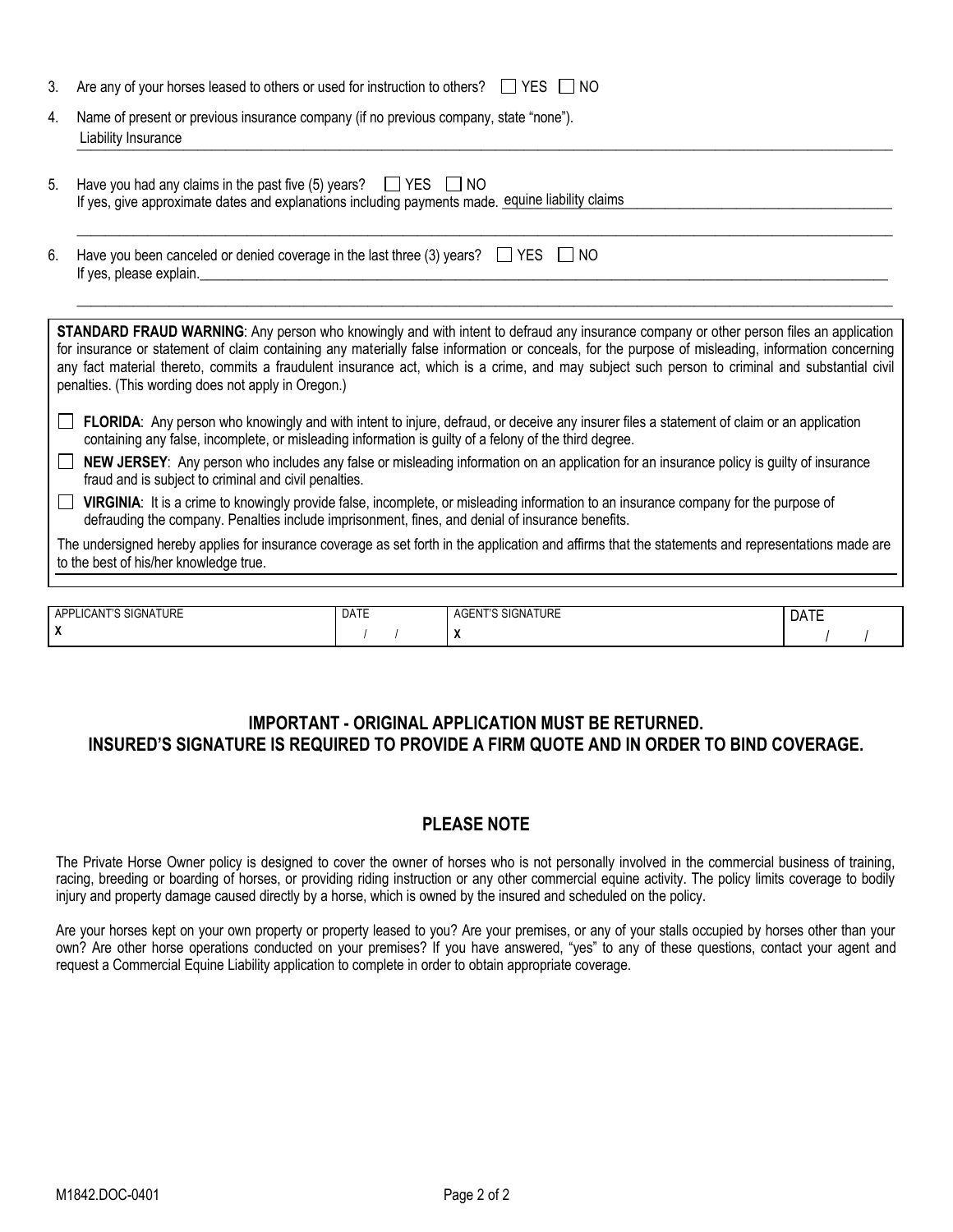3. Are any of your horses leased to others or used for instruction to others? ☐ YES ☐ NO

4. Name of present or previous insurance company (if no previous company, state "none").
   Liability Insurance

5. Have you had any claims in the past five (5) years? ☐ YES ☐ NO
   If yes, give approximate dates and explanations including payments made. equine liability claims

6. Have you been canceled or denied coverage in the last three (3) years? ☐ YES ☐ NO
   If yes, please explain.

**STANDARD FRAUD WARNING**: Any person who knowingly and with intent to defraud any insurance company or other person files an application for insurance or statement of claim containing any materially false information or conceals, for the purpose of misleading, information concerning any fact material thereto, commits a fraudulent insurance act, which is a crime, and may subject such person to criminal and substantial civil penalties. (This wording does not apply in Oregon.)

☐ **FLORIDA**: Any person who knowingly and with intent to injure, defraud, or deceive any insurer files a statement of claim or an application containing any false, incomplete, or misleading information is guilty of a felony of the third degree.

☐ **NEW JERSEY**: Any person who includes any false or misleading information on an application for an insurance policy is guilty of insurance fraud and is subject to criminal and civil penalties.

☐ **VIRGINIA**: It is a crime to knowingly provide false, incomplete, or misleading information to an insurance company for the purpose of defrauding the company. Penalties include imprisonment, fines, and denial of insurance benefits.

The undersigned hereby applies for insurance coverage as set forth in the application and affirms that the statements and representations made are to the best of his/her knowledge true.

| APPLICANT'S SIGNATURE | DATE | AGENT'S SIGNATURE | DATE |
|---|---|---|---|
| X | / / | X | / / |

## IMPORTANT - ORIGINAL APPLICATION MUST BE RETURNED. INSURED'S SIGNATURE IS REQUIRED TO PROVIDE A FIRM QUOTE AND IN ORDER TO BIND COVERAGE.

## PLEASE NOTE

The Private Horse Owner policy is designed to cover the owner of horses who is not personally involved in the commercial business of training, racing, breeding or boarding of horses, or providing riding instruction or any other commercial equine activity. The policy limits coverage to bodily injury and property damage caused directly by a horse, which is owned by the insured and scheduled on the policy.

Are your horses kept on your own property or property leased to you? Are your premises, or any of your stalls occupied by horses other than your own? Are other horse operations conducted on your premises? If you have answered, "yes" to any of these questions, contact your agent and request a Commercial Equine Liability application to complete in order to obtain appropriate coverage.

M1842.DOC-0401